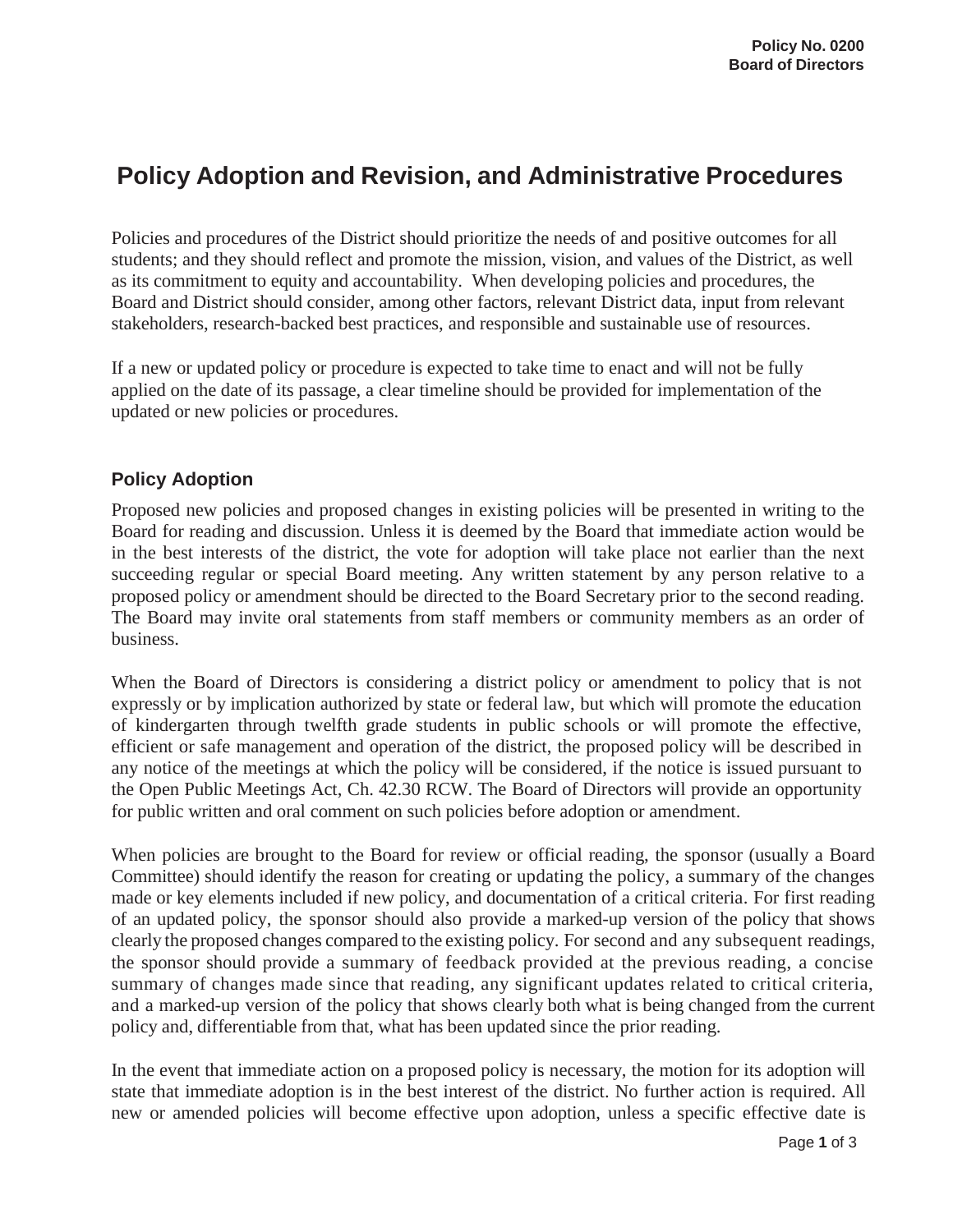# Policy Adoption and Revision, and Administrative Procedures

Policies and procedures of the District should prioritize the needs of and positive outcomes for all students; and they should reflect and promote the mission, vision, and values of the District, as well as its commitment to equity and accountability. When developing policies and procedures, the Board and District should consider, among other factors, relevant District data, input from relevant stakeholders, research-backed best practices, and responsible and sustainable use of resources.

If a new or updated policy or procedure is expected to take time to enact and will not be fully applied on the date of its passage, a clear timeline should be provided for implementation of the updated or new policies or procedures.

## Policy Adoption

Proposed new policies and proposed changes in existing policies will be presented in writing to the Board for reading and discussion. Unless it is deemed by the Board that immediate action would be in the best interests of the district, the vote for adoption will take place not earlier than the next succeeding regular or special Board meeting. Any written statement by any person relative to a proposed policy or amendment should be directed to the Board Secretary prior to the second reading. The Board may invite oral statements from staff members or community members as an order of business.

When the Board of Directors is considering a district policy or amendment to policy that is not expressly or by implication authorized by state or federal law, but which will promote the education of kindergarten through twelfth grade students in public schools or will promote the effective, efficient or safe management and operation of the district, the proposed policy will be described in any notice of the meetings at which the policy will be considered, if the notice is issued pursuant to the Open Public Meetings Act, Ch. 42.30 RCW. The Board of Directors will provide an opportunity for public written and oral comment on such policies before adoption or amendment.

When policies are brought to the Board for review or official reading, the sponsor (usually a Board Committee) should identify the reason for creating or updating the policy, a summary of the changes made or key elements included if new policy, and documentation of a critical criteria. For first reading of an updated policy, the sponsor should also provide a marked-up version of the policy that shows clearly the proposed changes compared to the existing policy. For second and any subsequent readings, the sponsor should provide a summary of feedback provided at the previous reading, a concise summary of changes made since that reading, any significant updates related to critical criteria, and a marked-up version of the policy that shows clearly both what is being changed from the current policy and, differentiable from that, what has been updated since the prior reading.

In the event that immediate action on a proposed policy is necessary, the motion for its adoption will state that immediate adoption is in the best interest of the district. No further action is required. All new or amended policies will become effective upon adoption, unless a specific effective date is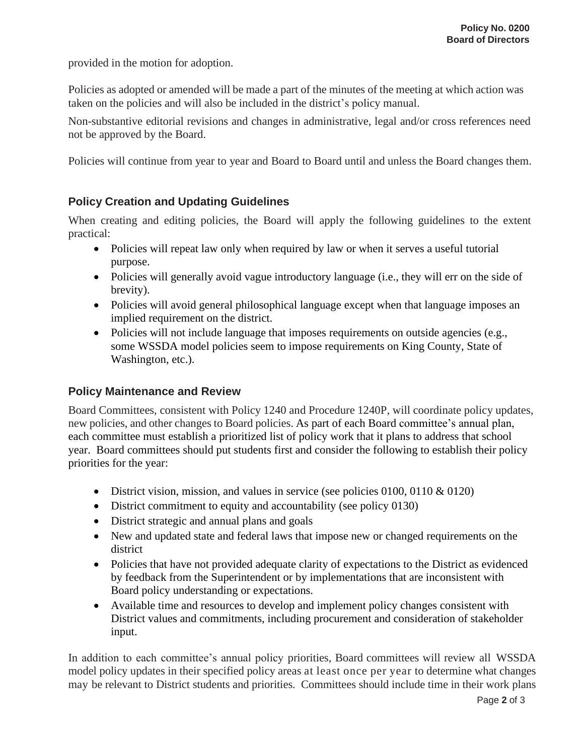provided in the motion for adoption.

Policies as adopted or amended will be made a part of the minutes of the meeting at which action was taken on the policies and will also be included in the district's policy manual.

Non-substantive editorial revisions and changes in administrative, legal and/or cross references need not be approved by the Board.

Policies will continue from year to year and Board to Board until and unless the Board changes them.

## Policy Creation and Updating Guidelines

When creating and editing policies, the Board will apply the following guidelines to the extent practical:

- Policies will repeat law only when required by law or when it serves a useful tutorial purpose.
- Policies will generally avoid vague introductory language (i.e., they will err on the side of brevity).
- Policies will avoid general philosophical language except when that language imposes an implied requirement on the district.
- Policies will not include language that imposes requirements on outside agencies (e.g., some WSSDA model policies seem to impose requirements on King County, State of Washington, etc.).

## Policy Maintenance and Review

Board Committees, consistent with Policy 1240 and Procedure 1240P, will coordinate policy updates, new policies, and other changes to Board policies. As part of each Board committee's annual plan, each committee must establish a prioritized list of policy work that it plans to address that school year. Board committees should put students first and consider the following to establish their policy priorities for the year:

- District vision, mission, and values in service (see policies 0100, 0110 & 0120)
- District commitment to equity and accountability (see policy 0130)
- District strategic and annual plans and goals
- New and updated state and federal laws that impose new or changed requirements on the district
- Policies that have not provided adequate clarity of expectations to the District as evidenced by feedback from the Superintendent or by implementations that are inconsistent with Board policy understanding or expectations.
- Available time and resources to develop and implement policy changes consistent with District values and commitments, including procurement and consideration of stakeholder input.

In addition to each committee's annual policy priorities, Board committees will review all WSSDA model policy updates in their specified policy areas at least once per year to determine what changes may be relevant to District students and priorities. Committees should include time in their work plans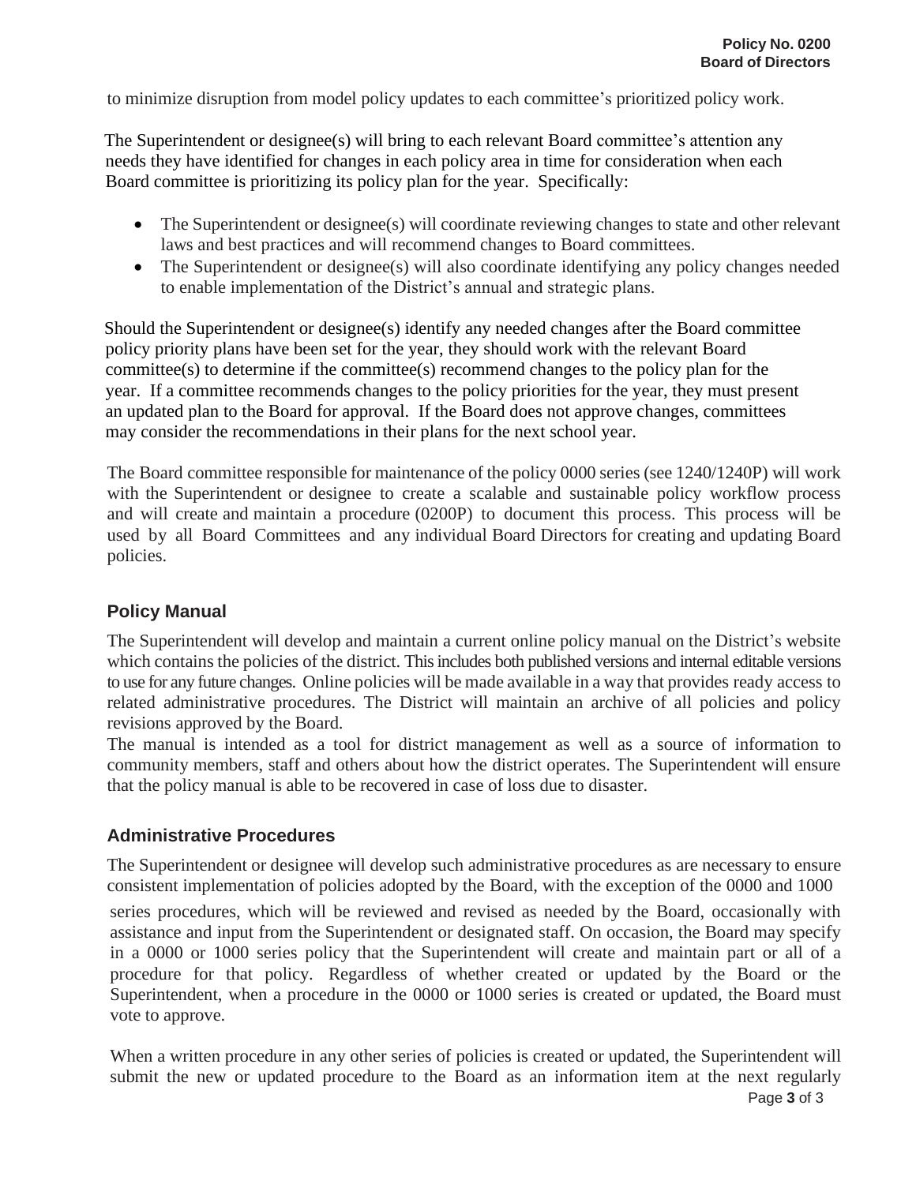to minimize disruption from model policy updates to each committee's prioritized policy work.

The Superintendent or designee(s) will bring to each relevant Board committee's attention any needs they have identified for changes in each policy area in time for consideration when each Board committee is prioritizing its policy plan for the year. Specifically:

- The Superintendent or designee(s) will coordinate reviewing changes to state and other relevant laws and best practices and will recommend changes to Board committees.
- The Superintendent or designee(s) will also coordinate identifying any policy changes needed to enable implementation of the District's annual and strategic plans.

Should the Superintendent or designee(s) identify any needed changes after the Board committee policy priority plans have been set for the year, they should work with the relevant Board committee(s) to determine if the committee(s) recommend changes to the policy plan for the year. If a committee recommends changes to the policy priorities for the year, they must present an updated plan to the Board for approval. If the Board does not approve changes, committees may consider the recommendations in their plans for the next school year.

The Board committee responsible for maintenance of the policy 0000 series (see 1240/1240P) will work with the Superintendent or designee to create a scalable and sustainable policy workflow process and will create and maintain a procedure (0200P) to document this process. This process will be used by all Board Committees and any individual Board Directors for creating and updating Board policies.

## Policy Manual

The Superintendent will develop and maintain a current online policy manual on the District's website which contains the policies of the district. This includes both published versions and internal editable versions to use for any future changes. Online policies will be made available in a way that provides ready access to related administrative procedures. The District will maintain an archive of all policies and policy revisions approved by the Board.

The manual is intended as a tool for district management as well as a source of information to community members, staff and others about how the district operates. The Superintendent will ensure that the policy manual is able to be recovered in case of loss due to disaster.

## Administrative Procedures

The Superintendent or designee will develop such administrative procedures as are necessary to ensure consistent implementation of policies adopted by the Board, with the exception of the 0000 and 1000 series procedures, which will be reviewed and revised as needed by the Board, occasionally with assistance and input from the Superintendent or designated staff. On occasion, the Board may specify in a 0000 or 1000 series policy that the Superintendent will create and maintain part or all of a procedure for that policy. Regardless of whether created or updated by the Board or the Superintendent, when a procedure in the 0000 or 1000 series is created or updated, the Board must vote to approve.

When a written procedure in any other series of policies is created or updated, the Superintendent will submit the new or updated procedure to the Board as an information item at the next regularly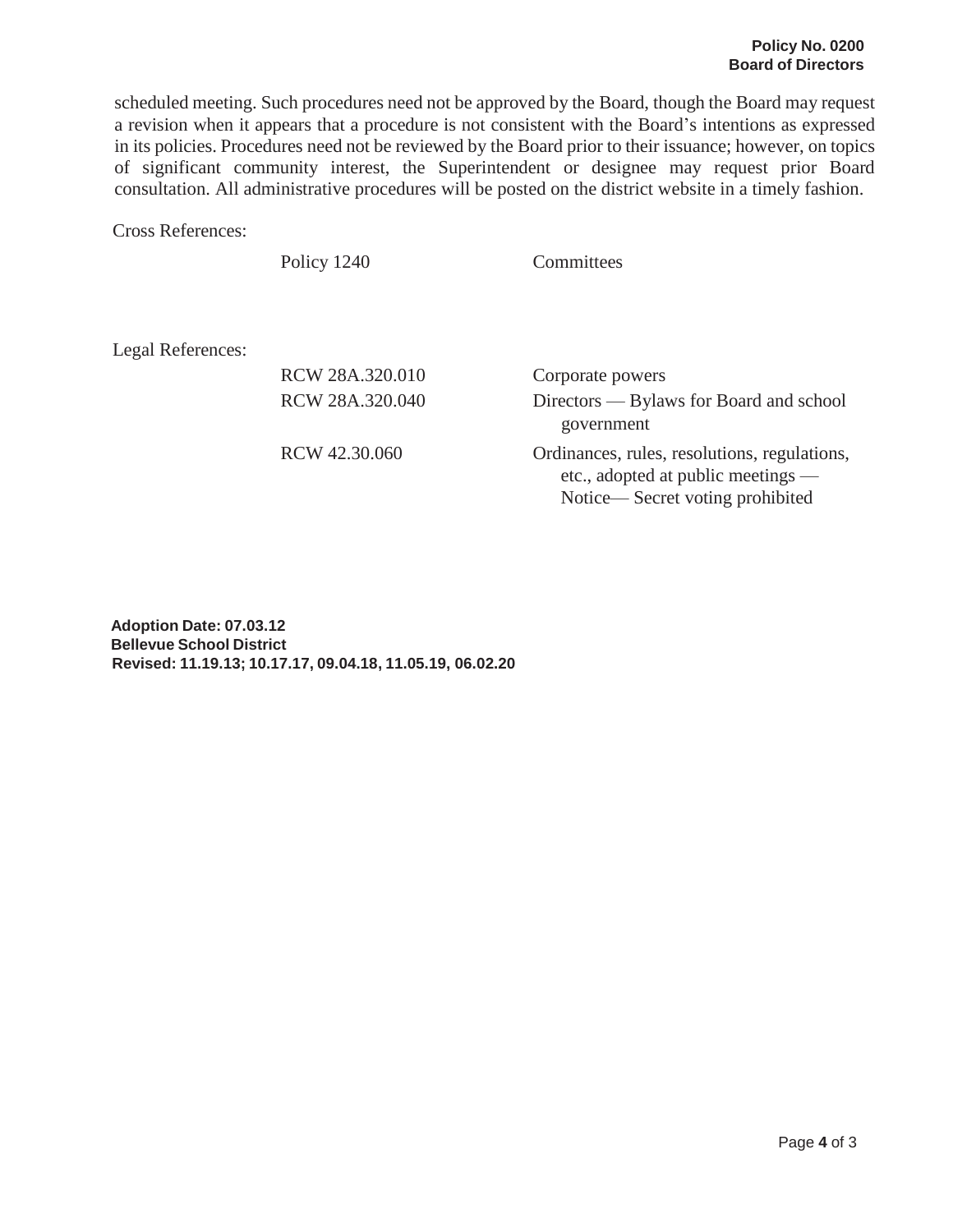scheduled meeting. Such procedures need not be approved by the Board, though the Board may request a revision when it appears that a procedure is not consistent with the Board's intentions as expressed in its policies. Procedures need not be reviewed by the Board prior to their issuance; however, on topics of significant community interest, the Superintendent or designee may request prior Board consultation. All administrative procedures will be posted on the district website in a timely fashion.

Cross References:

| | | |
|---|---|---|
| | Policy 1240 | Committees |

Legal References:

| | | |
|---|---|---|
| | RCW 28A.320.010 | Corporate powers |
| | RCW 28A.320.040 | Directors — Bylaws for Board and school government |
| | RCW 42.30.060 | Ordinances, rules, resolutions, regulations, etc., adopted at public meetings — Notice— Secret voting prohibited |

**Adoption Date: 07.03.12**
**Bellevue School District**
**Revised: 11.19.13; 10.17.17, 09.04.18, 11.05.19, 06.02.20**